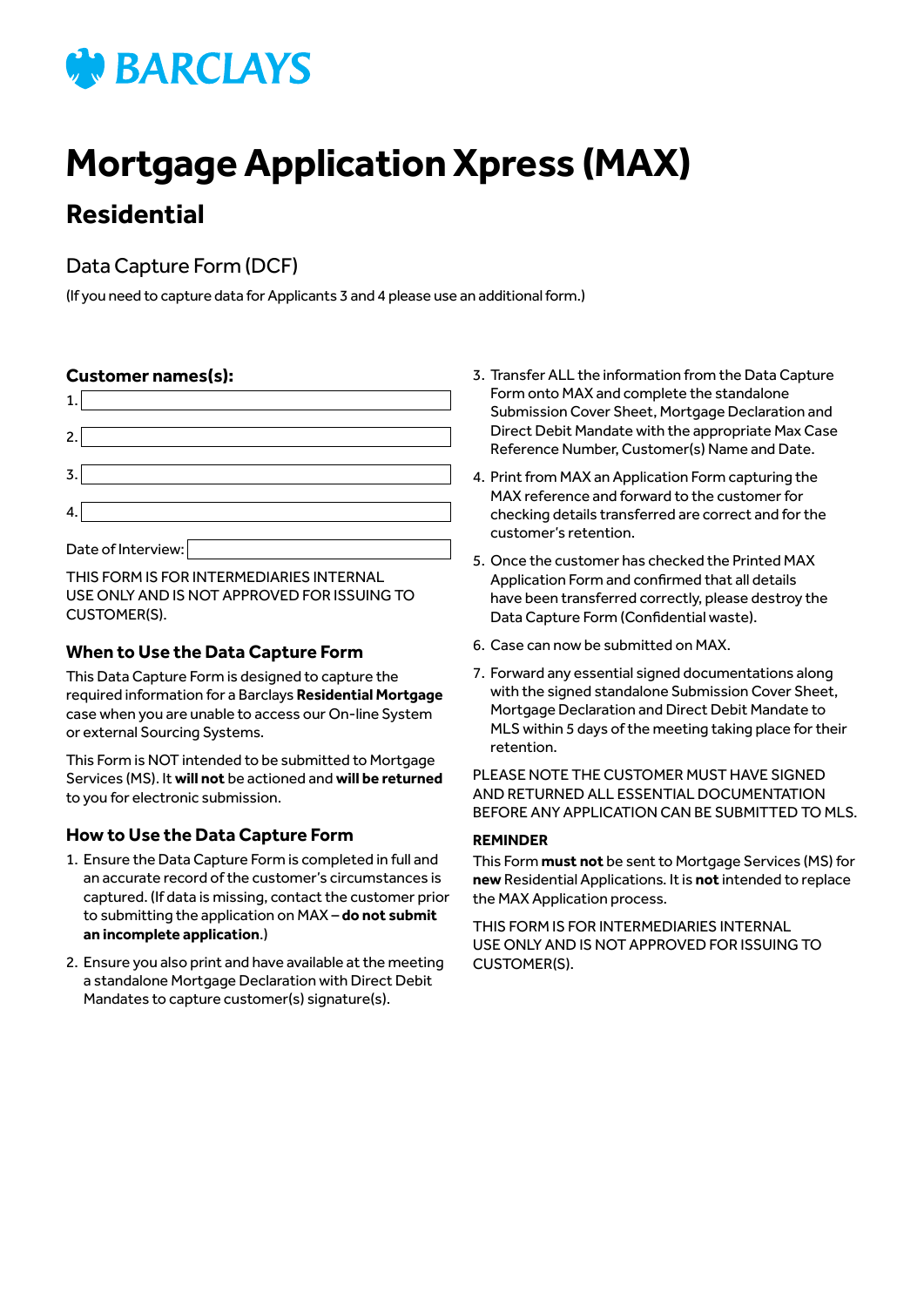BARCLAYS

# Mortgage Application Xpress (MAX)

## Residential

### Data Capture Form (DCF)

(If you need to capture data for Applicants 3 and 4 please use an additional form.)

**Customer names(s):**

1.

2.

3.

4.

Date of Interview:

THIS FORM IS FOR INTERMEDIARIES INTERNAL USE ONLY AND IS NOT APPROVED FOR ISSUING TO CUSTOMER(S).

### When to Use the Data Capture Form

This Data Capture Form is designed to capture the required information for a Barclays **Residential Mortgage** case when you are unable to access our On-line System or external Sourcing Systems.

This Form is NOT intended to be submitted to Mortgage Services (MS). It **will not** be actioned and **will be returned** to you for electronic submission.

### How to Use the Data Capture Form

1. Ensure the Data Capture Form is completed in full and an accurate record of the customer's circumstances is captured. (If data is missing, contact the customer prior to submitting the application on MAX – **do not submit an incomplete application**.)
2. Ensure you also print and have available at the meeting a standalone Mortgage Declaration with Direct Debit Mandates to capture customer(s) signature(s).
3. Transfer ALL the information from the Data Capture Form onto MAX and complete the standalone Submission Cover Sheet, Mortgage Declaration and Direct Debit Mandate with the appropriate Max Case Reference Number, Customer(s) Name and Date.
4. Print from MAX an Application Form capturing the MAX reference and forward to the customer for checking details transferred are correct and for the customer's retention.
5. Once the customer has checked the Printed MAX Application Form and confirmed that all details have been transferred correctly, please destroy the Data Capture Form (Confidential waste).
6. Case can now be submitted on MAX.
7. Forward any essential signed documentations along with the signed standalone Submission Cover Sheet, Mortgage Declaration and Direct Debit Mandate to MLS within 5 days of the meeting taking place for their retention.

PLEASE NOTE THE CUSTOMER MUST HAVE SIGNED AND RETURNED ALL ESSENTIAL DOCUMENTATION BEFORE ANY APPLICATION CAN BE SUBMITTED TO MLS.

**REMINDER**

This Form **must not** be sent to Mortgage Services (MS) for **new** Residential Applications. It is **not** intended to replace the MAX Application process.

THIS FORM IS FOR INTERMEDIARIES INTERNAL USE ONLY AND IS NOT APPROVED FOR ISSUING TO CUSTOMER(S).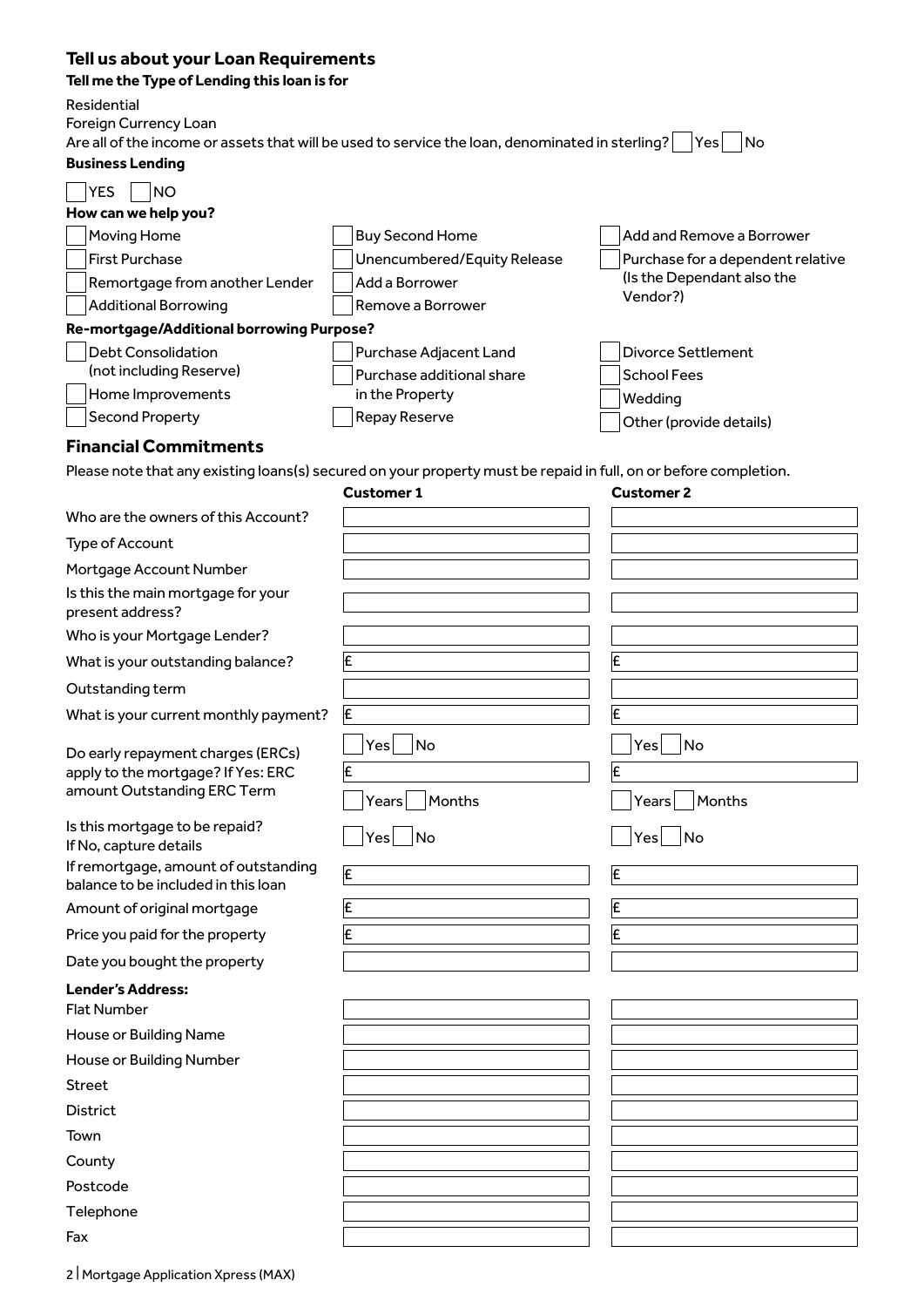## Tell us about your Loan Requirements

**Tell me the Type of Lending this loan is for**

Residential

Foreign Currency Loan

Are all of the income or assets that will be used to service the loan, denominated in sterling? ☐ Yes ☐ No

**Business Lending**

☐ YES ☐ NO

**How can we help you?**

☐ Moving Home
☐ First Purchase
☐ Remortgage from another Lender
☐ Additional Borrowing
☐ Buy Second Home
☐ Unencumbered/Equity Release
☐ Add a Borrower
☐ Remove a Borrower
☐ Add and Remove a Borrower
☐ Purchase for a dependent relative (Is the Dependant also the Vendor?)

**Re-mortgage/Additional borrowing Purpose?**

☐ Debt Consolidation (not including Reserve)
☐ Home Improvements
☐ Second Property
☐ Purchase Adjacent Land
☐ Purchase additional share in the Property
☐ Repay Reserve
☐ Divorce Settlement
☐ School Fees
☐ Wedding
☐ Other (provide details)

## Financial Commitments

Please note that any existing loans(s) secured on your property must be repaid in full, on or before completion.

| | Customer 1 | Customer 2 |
|---|---|---|
| Who are the owners of this Account? | | |
| Type of Account | | |
| Mortgage Account Number | | |
| Is this the main mortgage for your present address? | | |
| Who is your Mortgage Lender? | | |
| What is your outstanding balance? | £ | £ |
| Outstanding term | | |
| What is your current monthly payment? | £ | £ |
| Do early repayment charges (ERCs) apply to the mortgage? If Yes: ERC amount Outstanding ERC Term | ☐ Yes ☐ No<br>£<br>☐ Years ☐ Months | ☐ Yes ☐ No<br>£<br>☐ Years ☐ Months |
| Is this mortgage to be repaid? If No, capture details | ☐ Yes ☐ No | ☐ Yes ☐ No |
| If remortgage, amount of outstanding balance to be included in this loan | £ | £ |
| Amount of original mortgage | £ | £ |
| Price you paid for the property | £ | £ |
| Date you bought the property | | |
| **Lender's Address:** | | |
| Flat Number | | |
| House or Building Name | | |
| House or Building Number | | |
| Street | | |
| District | | |
| Town | | |
| County | | |
| Postcode | | |
| Telephone | | |
| Fax | | |

Mortgage Application Xpress (MAX)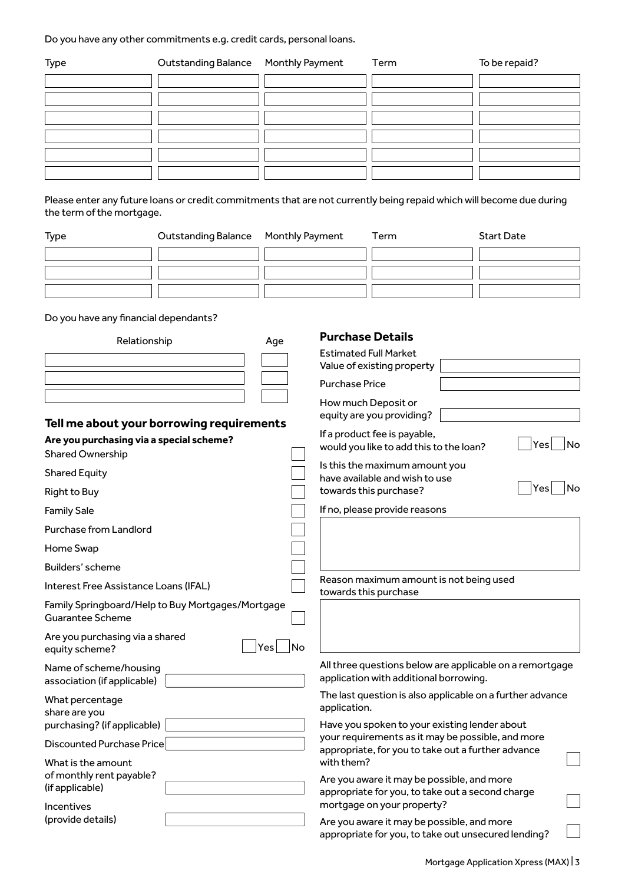Do you have any other commitments e.g. credit cards, personal loans.

| Type | Outstanding Balance | Monthly Payment | Term | To be repaid? |
|---|---|---|---|---|
| | | | | |
| | | | | |
| | | | | |
| | | | | |
| | | | | |
| | | | | |

Please enter any future loans or credit commitments that are not currently being repaid which will become due during the term of the mortgage.

| Type | Outstanding Balance | Monthly Payment | Term | Start Date |
|---|---|---|---|---|
| | | | | |
| | | | | |
| | | | | |

Do you have any financial dependants?

| Relationship | Age |
|---|---|
| | |
| | |
| | |

## Tell me about your borrowing requirements

**Are you purchasing via a special scheme?**

- Shared Ownership ☐
- Shared Equity ☐
- Right to Buy ☐
- Family Sale ☐
- Purchase from Landlord ☐
- Home Swap ☐
- Builders' scheme ☐
- Interest Free Assistance Loans (IFAL) ☐
- Family Springboard/Help to Buy Mortgages/Mortgage Guarantee Scheme ☐

Are you purchasing via a shared equity scheme? ☐ Yes ☐ No

Name of scheme/housing association (if applicable)

What percentage share are you purchasing? (if applicable)

Discounted Purchase Price

What is the amount of monthly rent payable? (if applicable)

Incentives (provide details)

## Purchase Details

Estimated Full Market Value of existing property

Purchase Price

How much Deposit or equity are you providing?

If a product fee is payable, would you like to add this to the loan? ☐ Yes ☐ No

Is this the maximum amount you have available and wish to use towards this purchase? ☐ Yes ☐ No

If no, please provide reasons

Reason maximum amount is not being used towards this purchase

All three questions below are applicable on a remortgage application with additional borrowing.

The last question is also applicable on a further advance application.

Have you spoken to your existing lender about your requirements as it may be possible, and more appropriate, for you to take out a further advance with them? ☐

Are you aware it may be possible, and more appropriate for you, to take out a second charge mortgage on your property? ☐

Are you aware it may be possible, and more appropriate for you, to take out unsecured lending? ☐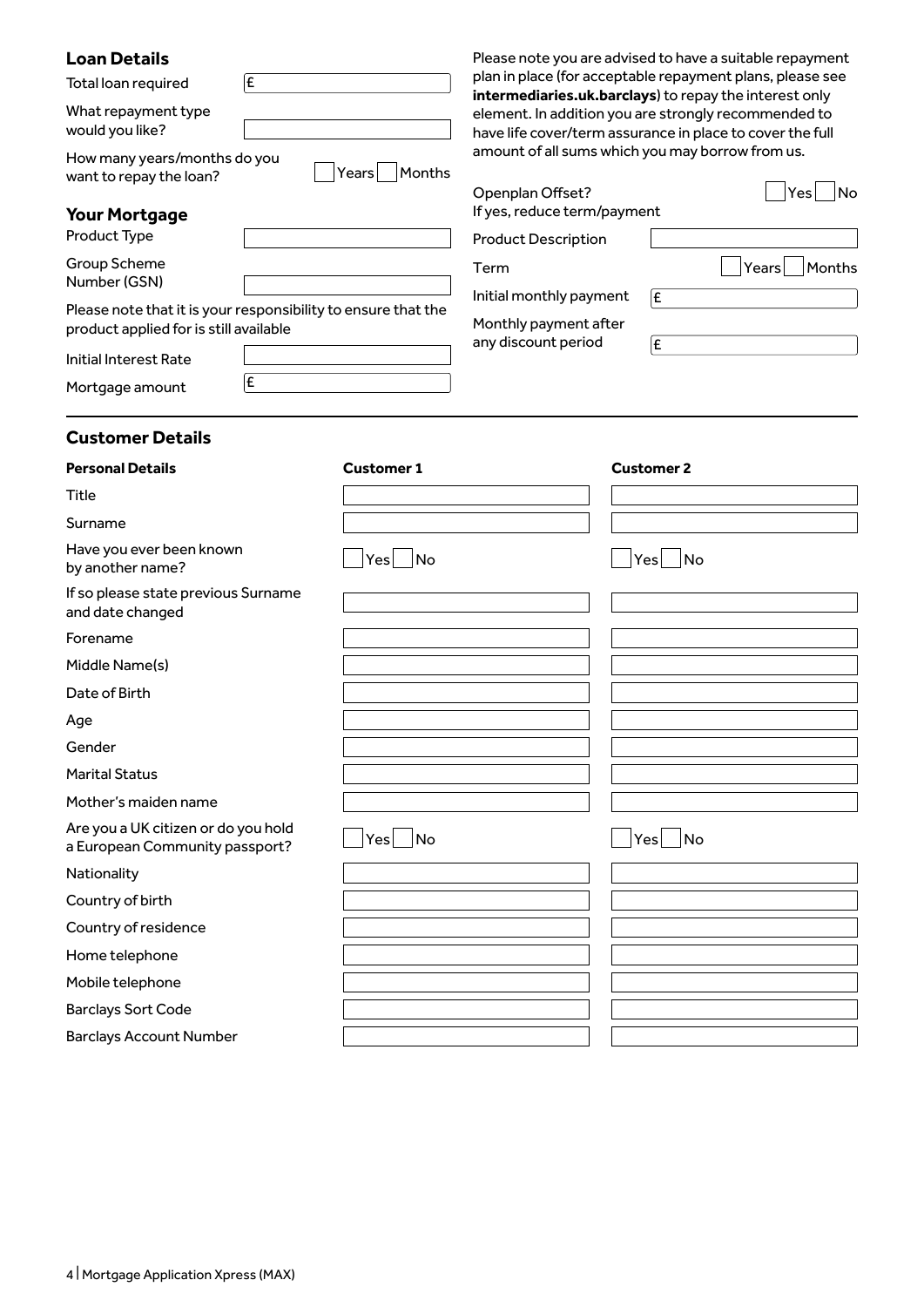## Loan Details

Total loan required £

What repayment type would you like?

How many years/months do you want to repay the loan? ☐ Years ☐ Months

Please note you are advised to have a suitable repayment plan in place (for acceptable repayment plans, please see **intermediaries.uk.barclays**) to repay the interest only element. In addition you are strongly recommended to have life cover/term assurance in place to cover the full amount of all sums which you may borrow from us.

## Your Mortgage

Product Type

Group Scheme Number (GSN)

Please note that it is your responsibility to ensure that the product applied for is still available

Initial Interest Rate

Mortgage amount £

Openplan Offset? ☐ Yes ☐ No
If yes, reduce term/payment

Product Description

Term ☐ Years ☐ Months

Initial monthly payment £

Monthly payment after any discount period £

## Customer Details

| **Personal Details** | **Customer 1** | **Customer 2** |
|---|---|---|
| Title | | |
| Surname | | |
| Have you ever been known by another name? | ☐ Yes ☐ No | ☐ Yes ☐ No |
| If so please state previous Surname and date changed | | |
| Forename | | |
| Middle Name(s) | | |
| Date of Birth | | |
| Age | | |
| Gender | | |
| Marital Status | | |
| Mother's maiden name | | |
| Are you a UK citizen or do you hold a European Community passport? | ☐ Yes ☐ No | ☐ Yes ☐ No |
| Nationality | | |
| Country of birth | | |
| Country of residence | | |
| Home telephone | | |
| Mobile telephone | | |
| Barclays Sort Code | | |
| Barclays Account Number | | |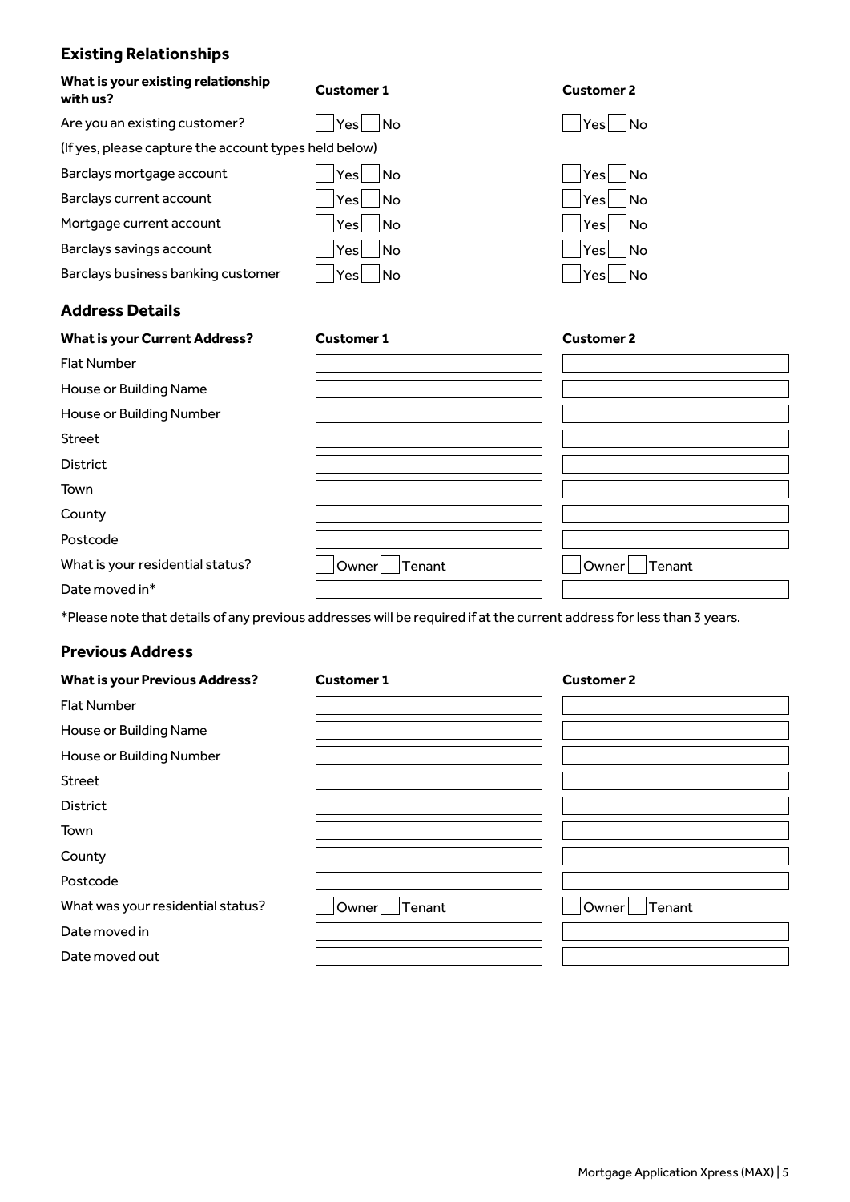## Existing Relationships

| What is your existing relationship with us? | Customer 1 | Customer 2 |
|---|---|---|
| Are you an existing customer? | ☐ Yes ☐ No | ☐ Yes ☐ No |
| (If yes, please capture the account types held below) | | |
| Barclays mortgage account | ☐ Yes ☐ No | ☐ Yes ☐ No |
| Barclays current account | ☐ Yes ☐ No | ☐ Yes ☐ No |
| Mortgage current account | ☐ Yes ☐ No | ☐ Yes ☐ No |
| Barclays savings account | ☐ Yes ☐ No | ☐ Yes ☐ No |
| Barclays business banking customer | ☐ Yes ☐ No | ☐ Yes ☐ No |

## Address Details

| What is your Current Address? | Customer 1 | Customer 2 |
|---|---|---|
| Flat Number | | |
| House or Building Name | | |
| House or Building Number | | |
| Street | | |
| District | | |
| Town | | |
| County | | |
| Postcode | | |
| What is your residential status? | ☐ Owner ☐ Tenant | ☐ Owner ☐ Tenant |
| Date moved in* | | |

*Please note that details of any previous addresses will be required if at the current address for less than 3 years.

## Previous Address

| What is your Previous Address? | Customer 1 | Customer 2 |
|---|---|---|
| Flat Number | | |
| House or Building Name | | |
| House or Building Number | | |
| Street | | |
| District | | |
| Town | | |
| County | | |
| Postcode | | |
| What was your residential status? | ☐ Owner ☐ Tenant | ☐ Owner ☐ Tenant |
| Date moved in | | |
| Date moved out | | |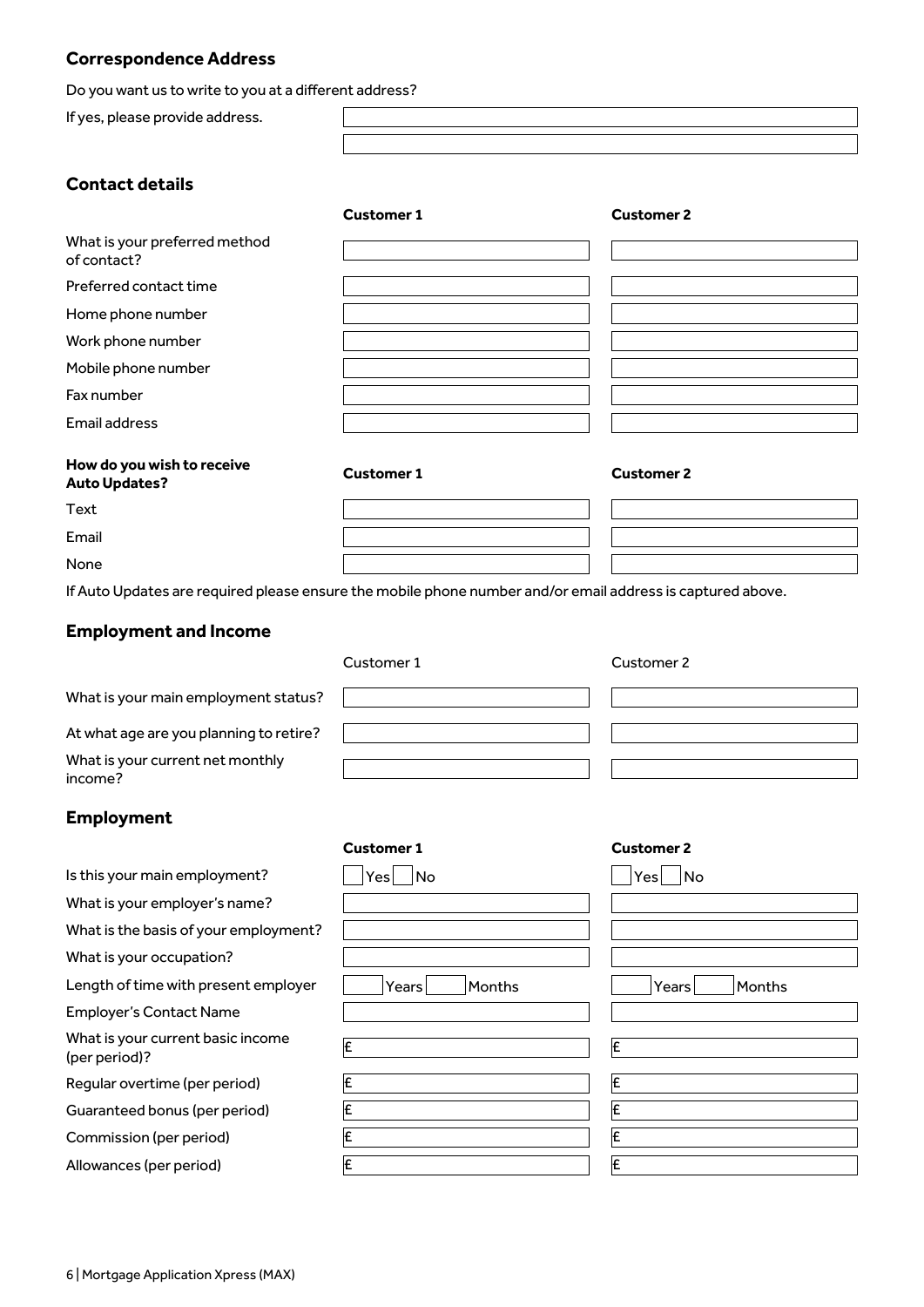## Correspondence Address

Do you want us to write to you at a different address?

If yes, please provide address.

| | |
|---|---|
| | |
| | |

## Contact details

| | **Customer 1** | **Customer 2** |
|---|---|---|
| What is your preferred method of contact? | | |
| Preferred contact time | | |
| Home phone number | | |
| Work phone number | | |
| Mobile phone number | | |
| Fax number | | |
| Email address | | |

| **How do you wish to receive Auto Updates?** | **Customer 1** | **Customer 2** |
|---|---|---|
| Text | | |
| Email | | |
| None | | |

If Auto Updates are required please ensure the mobile phone number and/or email address is captured above.

## Employment and Income

| | Customer 1 | Customer 2 |
|---|---|---|
| What is your main employment status? | | |
| At what age are you planning to retire? | | |
| What is your current net monthly income? | | |

## Employment

| | **Customer 1** | **Customer 2** |
|---|---|---|
| Is this your main employment? | ☐ Yes ☐ No | ☐ Yes ☐ No |
| What is your employer's name? | | |
| What is the basis of your employment? | | |
| What is your occupation? | | |
| Length of time with present employer | Years Months | Years Months |
| Employer's Contact Name | | |
| What is your current basic income (per period)? | £ | £ |
| Regular overtime (per period) | £ | £ |
| Guaranteed bonus (per period) | £ | £ |
| Commission (per period) | £ | £ |
| Allowances (per period) | £ | £ |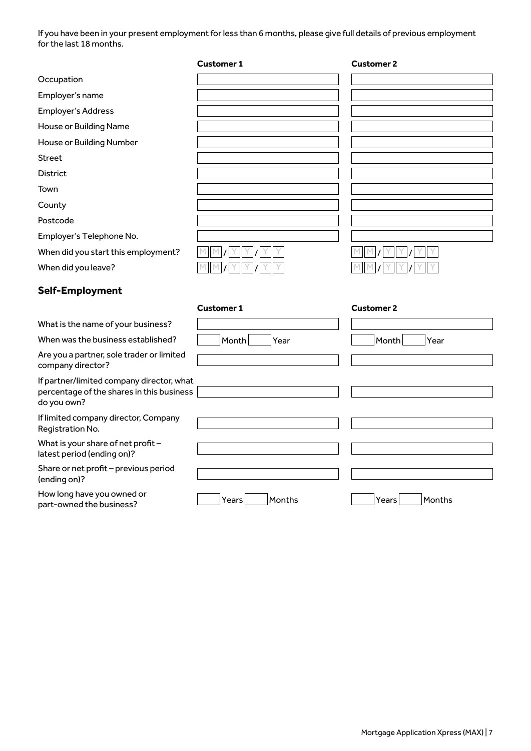If you have been in your present employment for less than 6 months, please give full details of previous employment for the last 18 months.

| | Customer 1 | Customer 2 |
|---|---|---|
| Occupation | | |
| Employer's name | | |
| Employer's Address | | |
| House or Building Name | | |
| House or Building Number | | |
| Street | | |
| District | | |
| Town | | |
| County | | |
| Postcode | | |
| Employer's Telephone No. | | |
| When did you start this employment? | MM / YY / YY | MM / YY / YY |
| When did you leave? | MM / YY / YY | MM / YY / YY |

## Self-Employment

| | Customer 1 | Customer 2 |
|---|---|---|
| What is the name of your business? | | |
| When was the business established? | Month Year | Month Year |
| Are you a partner, sole trader or limited company director? | | |
| If partner/limited company director, what percentage of the shares in this business do you own? | | |
| If limited company director, Company Registration No. | | |
| What is your share of net profit – latest period (ending on)? | | |
| Share or net profit – previous period (ending on)? | | |
| How long have you owned or part-owned the business? | Years Months | Years Months |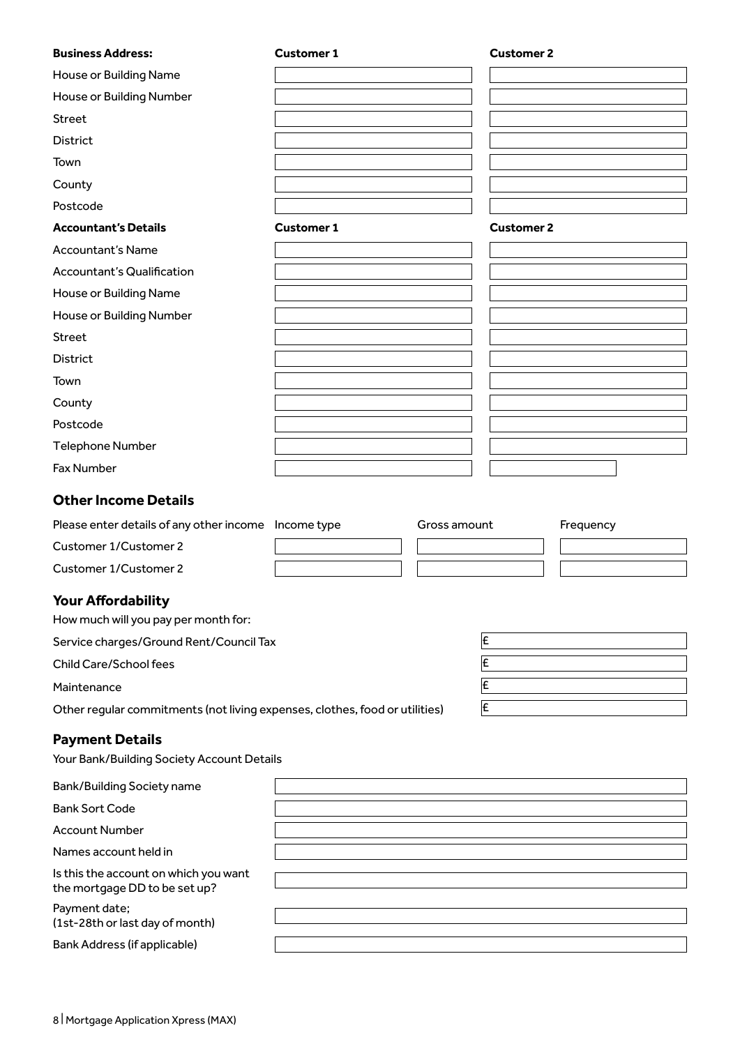| **Business Address:** | **Customer 1** | **Customer 2** |
| --- | --- | --- |
| House or Building Name | | |
| House or Building Number | | |
| Street | | |
| District | | |
| Town | | |
| County | | |
| Postcode | | |

| **Accountant's Details** | **Customer 1** | **Customer 2** |
| --- | --- | --- |
| Accountant's Name | | |
| Accountant's Qualification | | |
| House or Building Name | | |
| House or Building Number | | |
| Street | | |
| District | | |
| Town | | |
| County | | |
| Postcode | | |
| Telephone Number | | |
| Fax Number | | |

## Other Income Details

| Please enter details of any other income | Income type | Gross amount | Frequency |
| --- | --- | --- | --- |
| Customer 1/Customer 2 | | | |
| Customer 1/Customer 2 | | | |

## Your Affordability

How much will you pay per month for:

| | |
| --- | --- |
| Service charges/Ground Rent/Council Tax | £ |
| Child Care/School fees | £ |
| Maintenance | £ |
| Other regular commitments (not living expenses, clothes, food or utilities) | £ |

## Payment Details

Your Bank/Building Society Account Details

| | |
| --- | --- |
| Bank/Building Society name | |
| Bank Sort Code | |
| Account Number | |
| Names account held in | |
| Is this the account on which you want the mortgage DD to be set up? | |
| Payment date; (1st-28th or last day of month) | |
| Bank Address (if applicable) | |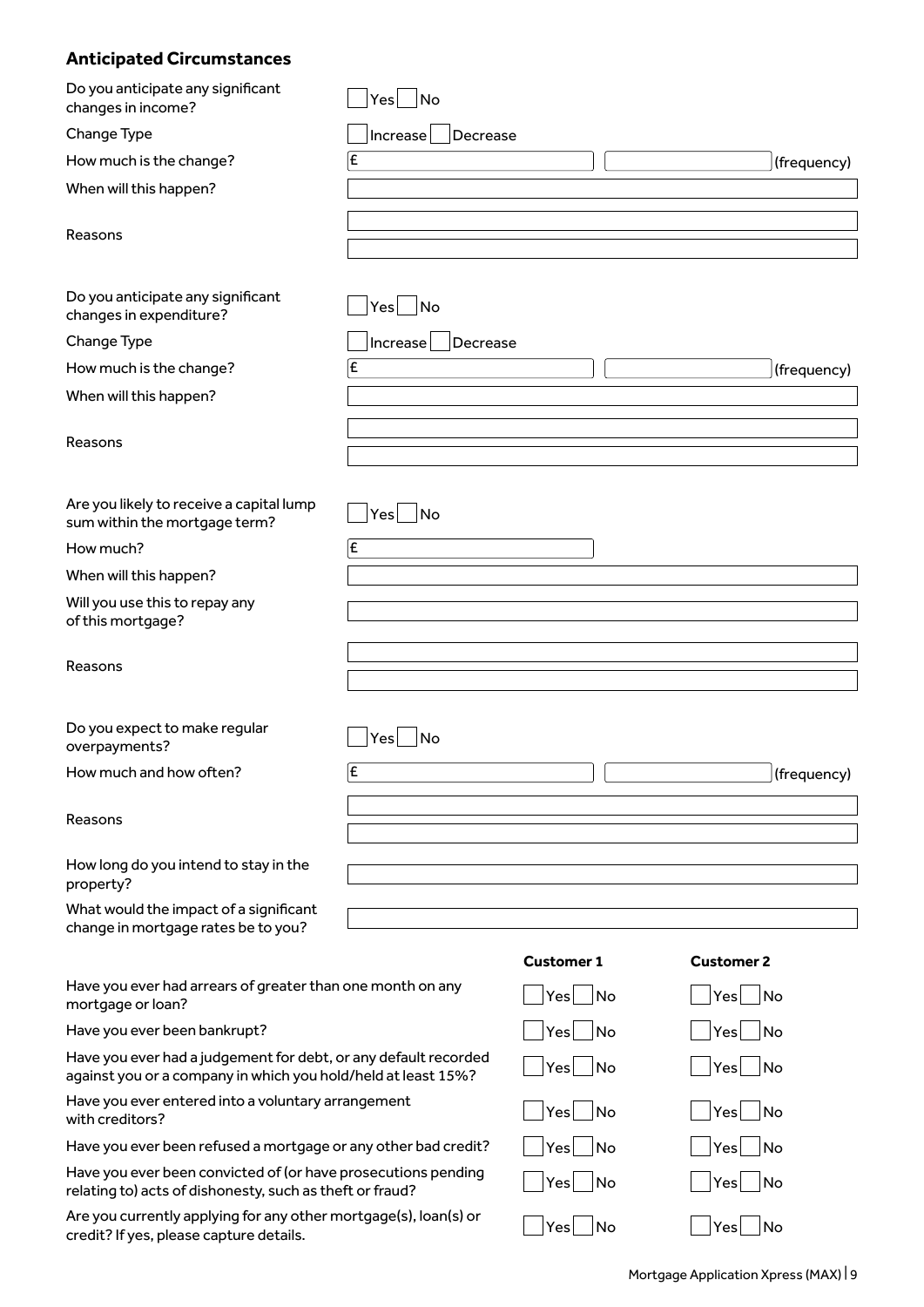## Anticipated Circumstances

| | |
|---|---|
| Do you anticipate any significant changes in income? | ☐ Yes ☐ No |
| Change Type | ☐ Increase ☐ Decrease |
| How much is the change? | £ (frequency) |
| When will this happen? | |
| Reasons | |

| | |
|---|---|
| Do you anticipate any significant changes in expenditure? | ☐ Yes ☐ No |
| Change Type | ☐ Increase ☐ Decrease |
| How much is the change? | £ (frequency) |
| When will this happen? | |
| Reasons | |

| | |
|---|---|
| Are you likely to receive a capital lump sum within the mortgage term? | ☐ Yes ☐ No |
| How much? | £ |
| When will this happen? | |
| Will you use this to repay any of this mortgage? | |
| Reasons | |

| | |
|---|---|
| Do you expect to make regular overpayments? | ☐ Yes ☐ No |
| How much and how often? | £ (frequency) |
| Reasons | |
| How long do you intend to stay in the property? | |
| What would the impact of a significant change in mortgage rates be to you? | |

| | **Customer 1** | **Customer 2** |
|---|---|---|
| Have you ever had arrears of greater than one month on any mortgage or loan? | ☐ Yes ☐ No | ☐ Yes ☐ No |
| Have you ever been bankrupt? | ☐ Yes ☐ No | ☐ Yes ☐ No |
| Have you ever had a judgement for debt, or any default recorded against you or a company in which you hold/held at least 15%? | ☐ Yes ☐ No | ☐ Yes ☐ No |
| Have you ever entered into a voluntary arrangement with creditors? | ☐ Yes ☐ No | ☐ Yes ☐ No |
| Have you ever been refused a mortgage or any other bad credit? | ☐ Yes ☐ No | ☐ Yes ☐ No |
| Have you ever been convicted of (or have prosecutions pending relating to) acts of dishonesty, such as theft or fraud? | ☐ Yes ☐ No | ☐ Yes ☐ No |
| Are you currently applying for any other mortgage(s), loan(s) or credit? If yes, please capture details. | ☐ Yes ☐ No | ☐ Yes ☐ No |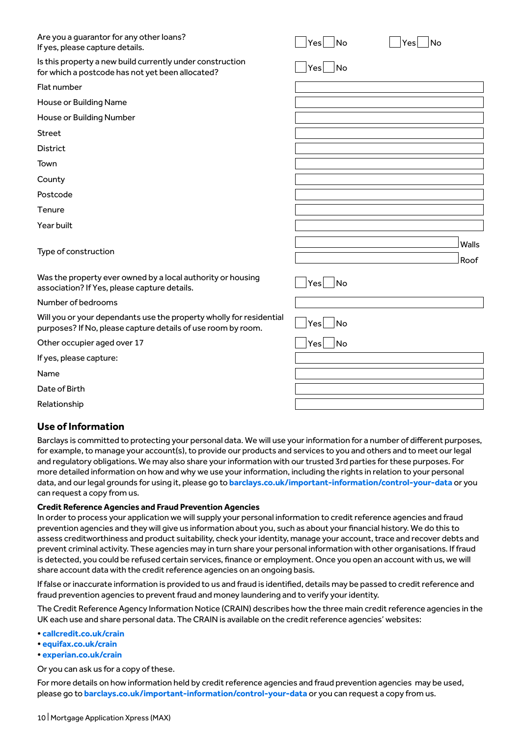| | | |
|---|---|---|
| Are you a guarantor for any other loans? If yes, please capture details. | ☐ Yes ☐ No | ☐ Yes ☐ No |
| Is this property a new build currently under construction for which a postcode has not yet been allocated? | ☐ Yes ☐ No | |
| Flat number | | |
| House or Building Name | | |
| House or Building Number | | |
| Street | | |
| District | | |
| Town | | |
| County | | |
| Postcode | | |
| Tenure | | |
| Year built | | |
| Type of construction | Walls | |
| | Roof | |
| Was the property ever owned by a local authority or housing association? If Yes, please capture details. | ☐ Yes ☐ No | |
| Number of bedrooms | | |
| Will you or your dependants use the property wholly for residential purposes? If No, please capture details of use room by room. | ☐ Yes ☐ No | |
| Other occupier aged over 17 | ☐ Yes ☐ No | |
| If yes, please capture: | | |
| Name | | |
| Date of Birth | | |
| Relationship | | |

## Use of Information

Barclays is committed to protecting your personal data. We will use your information for a number of different purposes, for example, to manage your account(s), to provide our products and services to you and others and to meet our legal and regulatory obligations. We may also share your information with our trusted 3rd parties for these purposes. For more detailed information on how and why we use your information, including the rights in relation to your personal data, and our legal grounds for using it, please go to **barclays.co.uk/important-information/control-your-data** or you can request a copy from us.

**Credit Reference Agencies and Fraud Prevention Agencies**

In order to process your application we will supply your personal information to credit reference agencies and fraud prevention agencies and they will give us information about you, such as about your financial history. We do this to assess creditworthiness and product suitability, check your identity, manage your account, trace and recover debts and prevent criminal activity. These agencies may in turn share your personal information with other organisations. If fraud is detected, you could be refused certain services, finance or employment. Once you open an account with us, we will share account data with the credit reference agencies on an ongoing basis.

If false or inaccurate information is provided to us and fraud is identified, details may be passed to credit reference and fraud prevention agencies to prevent fraud and money laundering and to verify your identity.

The Credit Reference Agency Information Notice (CRAIN) describes how the three main credit reference agencies in the UK each use and share personal data. The CRAIN is available on the credit reference agencies' websites:

- **callcredit.co.uk/crain**
- **equifax.co.uk/crain**
- **experian.co.uk/crain**

Or you can ask us for a copy of these.

For more details on how information held by credit reference agencies and fraud prevention agencies may be used, please go to **barclays.co.uk/important-information/control-your-data** or you can request a copy from us.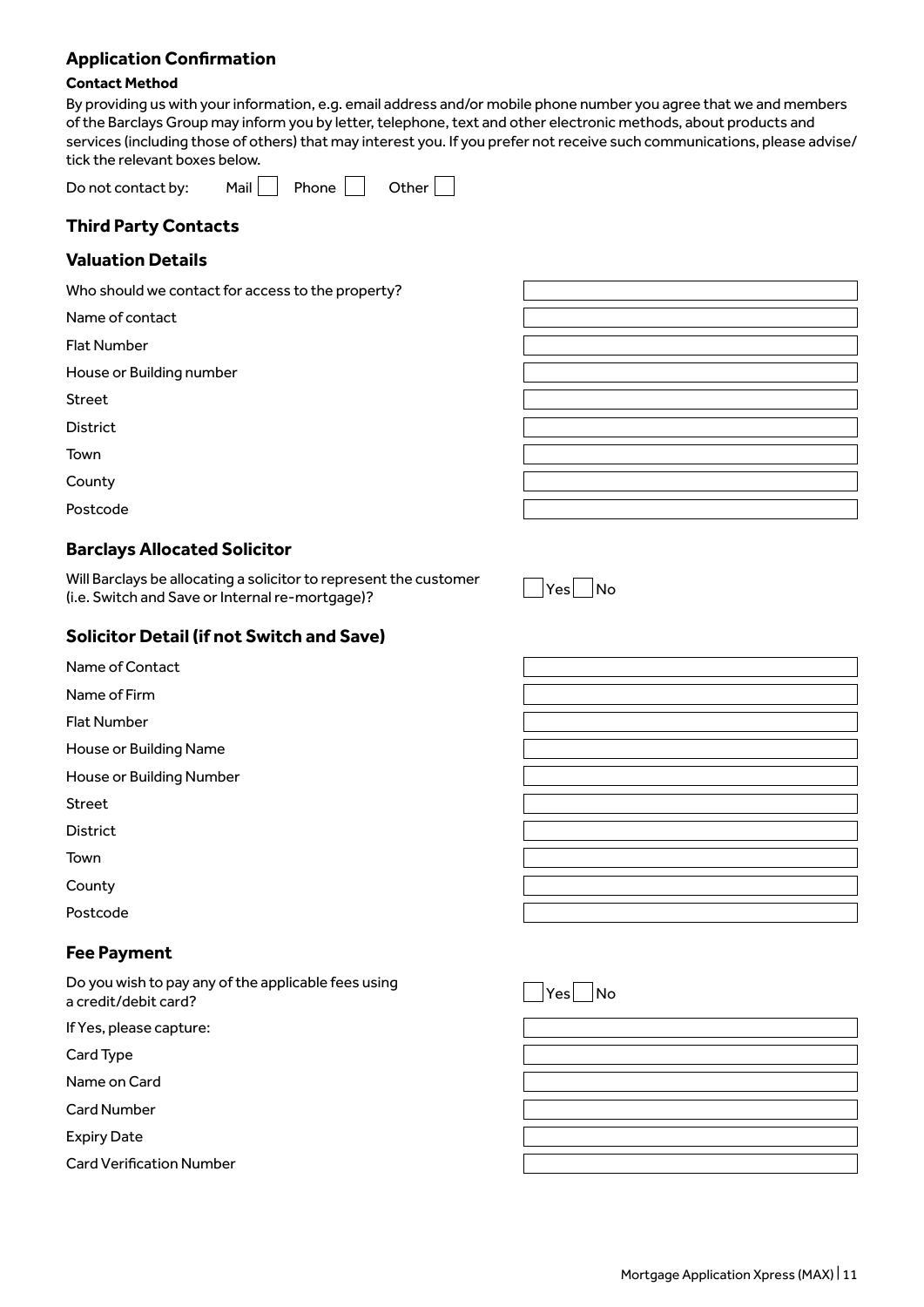## Application Confirmation

**Contact Method**

By providing us with your information, e.g. email address and/or mobile phone number you agree that we and members of the Barclays Group may inform you by letter, telephone, text and other electronic methods, about products and services (including those of others) that may interest you. If you prefer not receive such communications, please advise/tick the relevant boxes below.

Do not contact by: Mail ☐ Phone ☐ Other ☐

## Third Party Contacts

## Valuation Details

| | |
|---|---|
| Who should we contact for access to the property? | |
| Name of contact | |
| Flat Number | |
| House or Building number | |
| Street | |
| District | |
| Town | |
| County | |
| Postcode | |

## Barclays Allocated Solicitor

Will Barclays be allocating a solicitor to represent the customer (i.e. Switch and Save or Internal re-mortgage)? ☐ Yes ☐ No

## Solicitor Detail (if not Switch and Save)

| | |
|---|---|
| Name of Contact | |
| Name of Firm | |
| Flat Number | |
| House or Building Name | |
| House or Building Number | |
| Street | |
| District | |
| Town | |
| County | |
| Postcode | |

## Fee Payment

Do you wish to pay any of the applicable fees using a credit/debit card? ☐ Yes ☐ No

| | |
|---|---|
| If Yes, please capture: | |
| Card Type | |
| Name on Card | |
| Card Number | |
| Expiry Date | |
| Card Verification Number | |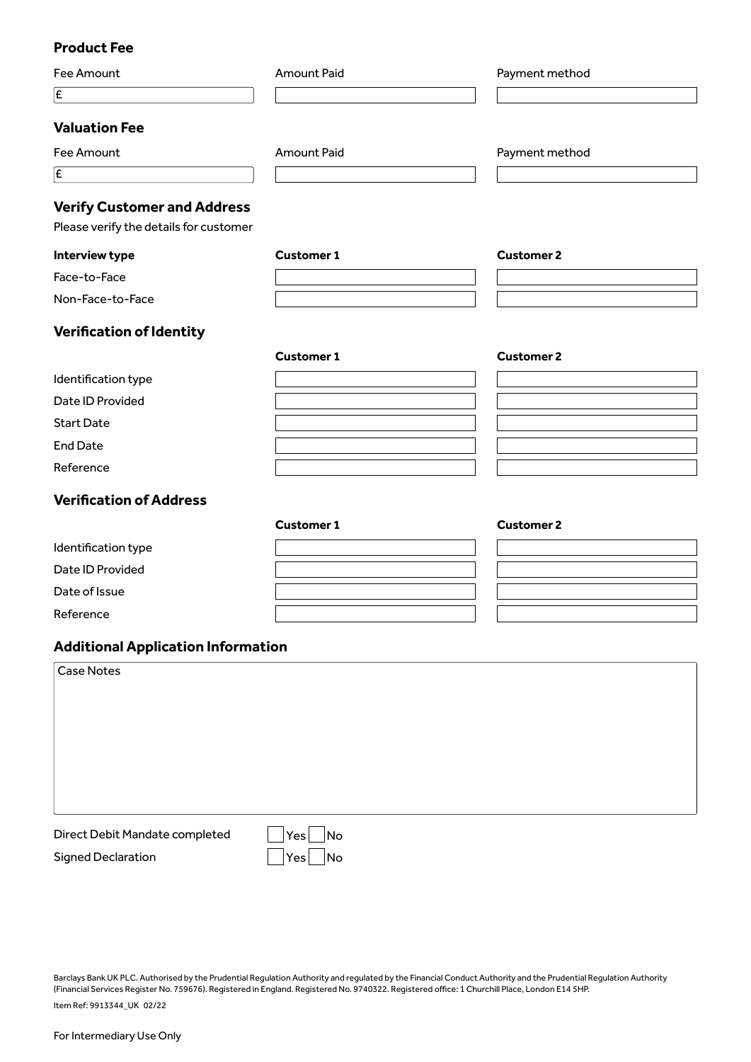## Product Fee

| Fee Amount | Amount Paid | Payment method |
|---|---|---|
| £ | | |

## Valuation Fee

| Fee Amount | Amount Paid | Payment method |
|---|---|---|
| £ | | |

## Verify Customer and Address

Please verify the details for customer

| **Interview type** | **Customer 1** | **Customer 2** |
|---|---|---|
| Face-to-Face | | |
| Non-Face-to-Face | | |

## Verification of Identity

| | **Customer 1** | **Customer 2** |
|---|---|---|
| Identification type | | |
| Date ID Provided | | |
| Start Date | | |
| End Date | | |
| Reference | | |

## Verification of Address

| | **Customer 1** | **Customer 2** |
|---|---|---|
| Identification type | | |
| Date ID Provided | | |
| Date of Issue | | |
| Reference | | |

## Additional Application Information

Case Notes

Direct Debit Mandate completed ☐ Yes ☐ No

Signed Declaration ☐ Yes ☐ No

Barclays Bank UK PLC. Authorised by the Prudential Regulation Authority and regulated by the Financial Conduct Authority and the Prudential Regulation Authority (Financial Services Register No. 759676). Registered in England. Registered No. 9740322. Registered office: 1 Churchill Place, London E14 5HP.

Item Ref: 9913344_UK 02/22

For Intermediary Use Only